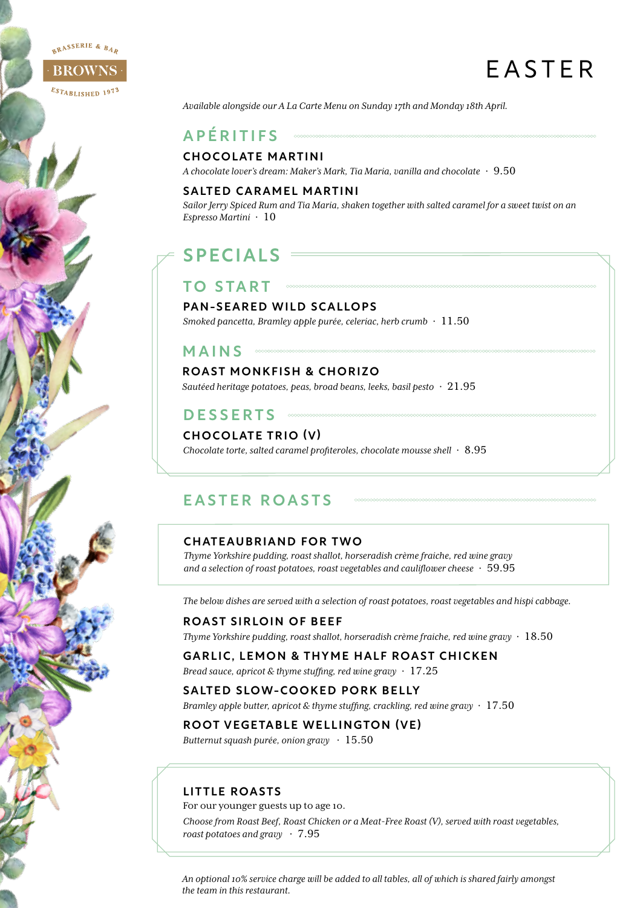BRASSERIE & BAR

BROWNS

ESTABLISHED 1973

# EASTER

*Available alongside our A La Carte Menu on Sunday 17th and Monday 18th April.*

## APÉRITIFS

### CHOCOLATE MARTINI

*A chocolate lover's dream: Maker's Mark, Tia Maria, vanilla and chocolate* · 9.50

### SALTED CARAMEL MARTINI

*Sailor Jerry Spiced Rum and Tia Maria, shaken together with salted caramel for a sweet twist on an Espresso Martini* · 10

## SPECIALS

## TO START

### PAN-SEARED WILD SCALLOPS

*Smoked pancetta, Bramley apple purée, celeriac, herb crumb* · 11.50

## MAINS

### ROAST MONKFISH & CHORIZO

*Sautéed heritage potatoes, peas, broad beans, leeks, basil pesto* · 21.95

## DESSERTS

### CHOCOLATE TRIO (V)

*Chocolate torte, salted caramel profiteroles, chocolate mousse shell* · 8.95

## EASTER ROASTS

### CHATEAUBRIAND FOR TWO

*Thyme Yorkshire pudding, roast shallot, horseradish crème fraiche, red wine gravy and a selection of roast potatoes, roast vegetables and cauliflower cheese* · 59.95

*The below dishes are served with a selection of roast potatoes, roast vegetables and hispi cabbage.*

### ROAST SIRLOIN OF BEEF

*Thyme Yorkshire pudding, roast shallot, horseradish crème fraiche, red wine gravy* · 18.50

### GARLIC, LEMON & THYME HALF ROAST CHICKEN

*Bread sauce, apricot & thyme stuffing, red wine gravy* · 17.25

### SALTED SLOW-COOKED PORK BELLY

*Bramley apple butter, apricot & thyme stuffing, crackling, red wine gravy* · 17.50

### ROOT VEGETABLE WELLINGTON (VE)

*Butternut squash purée, onion gravy* · 15.50

### LITTLE ROASTS

For our younger guests up to age 10.

*Choose from Roast Beef, Roast Chicken or a Meat-Free Roast (V), served with roast vegetables, roast potatoes and gravy* · 7.95

*An optional 10% service charge will be added to all tables, all of which is shared fairly amongst the team in this restaurant.*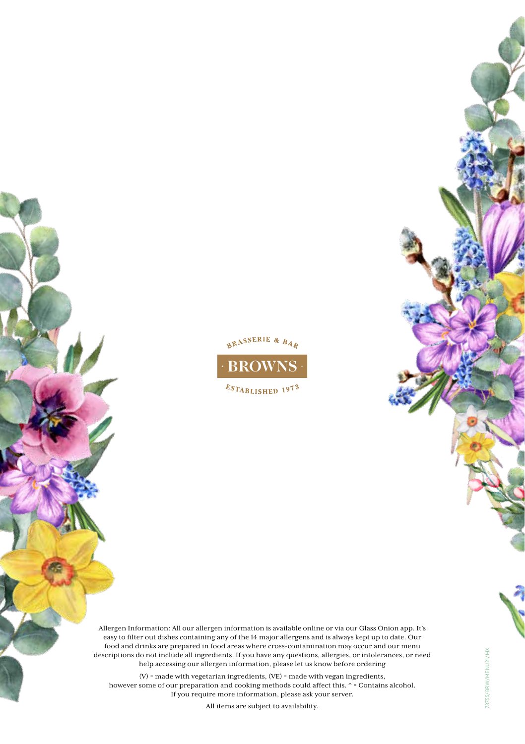BRASSERIE & BAR

**BROWNS**

ESTABLISHED 1973

Allergen Information: All our allergen information is available online or via our Glass Onion app. It's easy to filter out dishes containing any of the 14 major allergens and is always kept up to date. Our food and drinks are prepared in food areas where cross-contamination may occur and our menu descriptions do not include all ingredients. If you have any questions, allergies, or intolerances, or need help accessing our allergen information, please let us know before ordering

(V) = made with vegetarian ingredients, (VE) = made with vegan ingredients, however some of our preparation and cooking methods could affect this. ^ = Contains alcohol. If you require more information, please ask your server.

All items are subject to availability.

73755/BRW/MENU21/MX